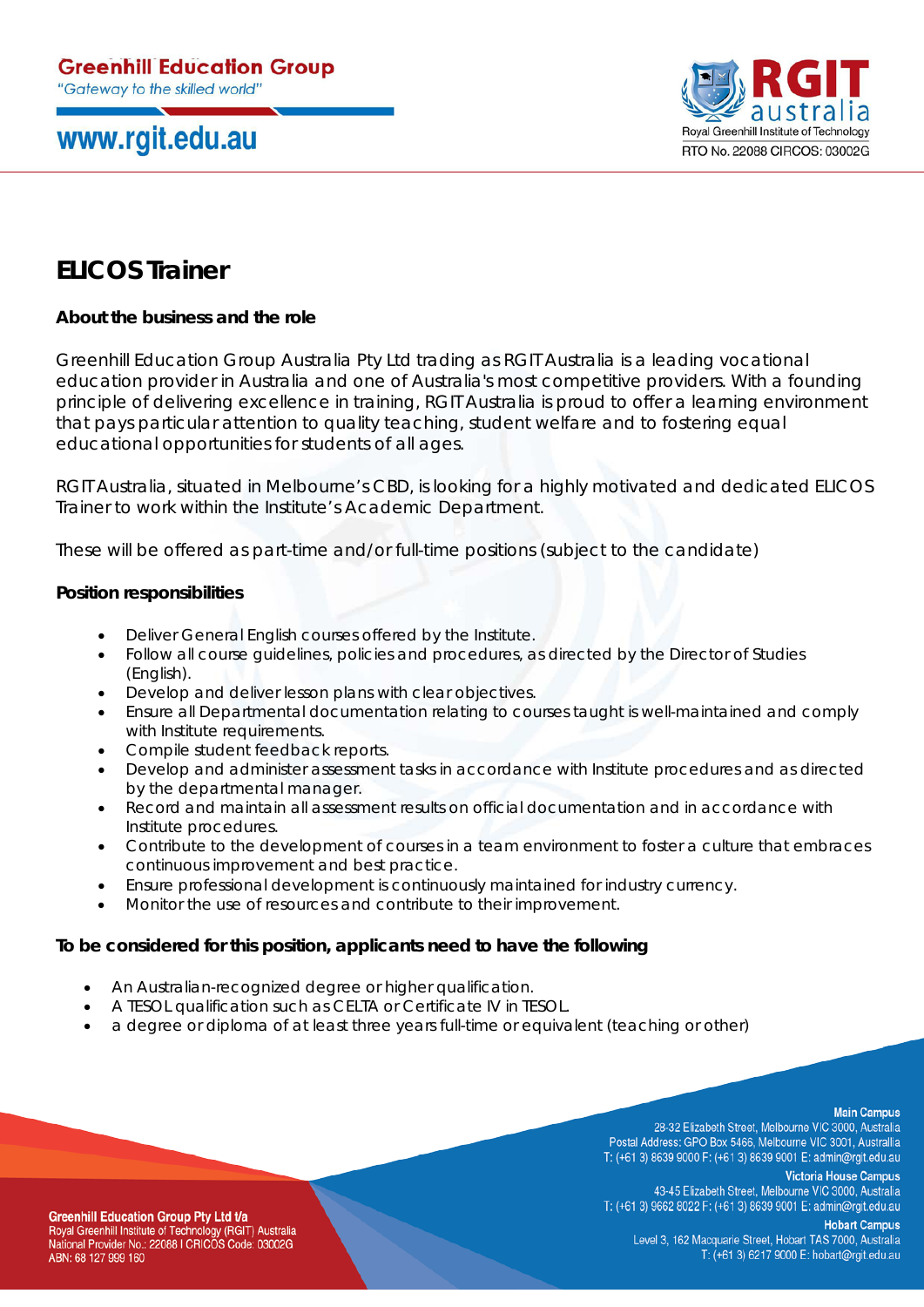Greenhill Education Group
"Gateway to the skilled world"

www.rgit.edu.au

RGIT australia
Royal Greenhill Institute of Technology
RTO No. 22088 CIRCOS: 03002G

# ELICOS Trainer

**About the business and the role**

Greenhill Education Group Australia Pty Ltd trading as RGIT Australia is a leading vocational education provider in Australia and one of Australia's most competitive providers. With a founding principle of delivering excellence in training, RGIT Australia is proud to offer a learning environment that pays particular attention to quality teaching, student welfare and to fostering equal educational opportunities for students of all ages.

RGIT Australia, situated in Melbourne's CBD, is looking for a highly motivated and dedicated ELICOS Trainer to work within the Institute's Academic Department.

These will be offered as part-time and/or full-time positions (subject to the candidate)

**Position responsibilities**

- Deliver General English courses offered by the Institute.
- Follow all course guidelines, policies and procedures, as directed by the Director of Studies (English).
- Develop and deliver lesson plans with clear objectives.
- Ensure all Departmental documentation relating to courses taught is well-maintained and comply with Institute requirements.
- Compile student feedback reports.
- Develop and administer assessment tasks in accordance with Institute procedures and as directed by the departmental manager.
- Record and maintain all assessment results on official documentation and in accordance with Institute procedures.
- Contribute to the development of courses in a team environment to foster a culture that embraces continuous improvement and best practice.
- Ensure professional development is continuously maintained for industry currency.
- Monitor the use of resources and contribute to their improvement.

**To be considered for this position, applicants need to have the following**

- An Australian-recognized degree or higher qualification.
- A TESOL qualification such as CELTA or Certificate IV in TESOL.
- a degree or diploma of at least three years full-time or equivalent (teaching or other)

**Main Campus**
28-32 Elizabeth Street, Melbourne VIC 3000, Australia
Postal Address: GPO Box 5466, Melbourne VIC 3001, Australia
T: (+61 3) 8639 9000 F: (+61 3) 8639 9001 E: admin@rgit.edu.au

**Victoria House Campus**
43-45 Elizabeth Street, Melbourne VIC 3000, Australia
T: (+61 3) 9662 8022 F: (+61 3) 8639 9001 E: admin@rgit.edu.au

**Hobart Campus**
Level 3, 162 Macquarie Street, Hobart TAS 7000, Australia
T: (+61 3) 6217 9000 E: hobart@rgit.edu.au

**Greenhill Education Group Pty Ltd t/a**
Royal Greenhill Institute of Technology (RGIT) Australia
National Provider No.: 22088 I CRICOS Code: 03002G
ABN: 68 127 999 160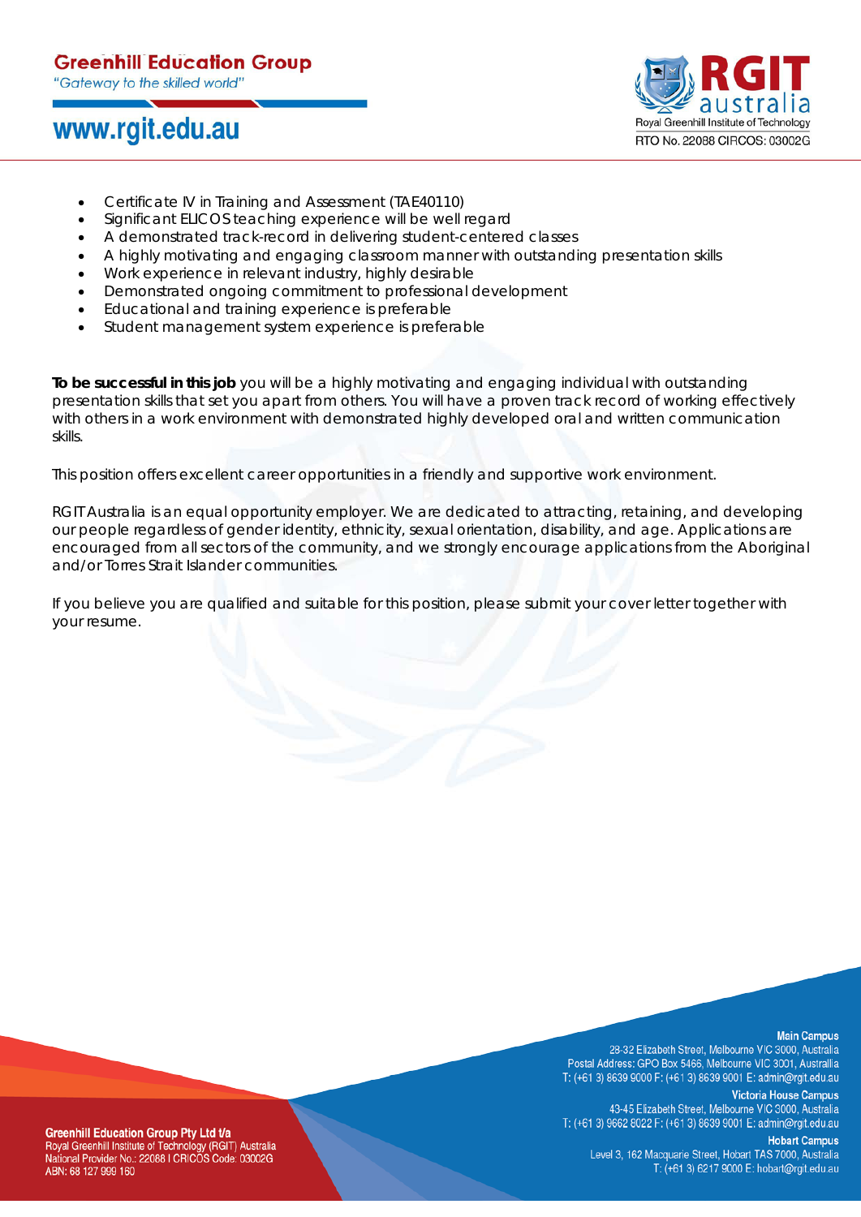- Certificate IV in Training and Assessment (TAE40110)
- Significant ELICOS teaching experience will be well regard
- A demonstrated track-record in delivering student-centered classes
- A highly motivating and engaging classroom manner with outstanding presentation skills
- Work experience in relevant industry, highly desirable
- Demonstrated ongoing commitment to professional development
- Educational and training experience is preferable
- Student management system experience is preferable

**To be successful in this job** you will be a highly motivating and engaging individual with outstanding presentation skills that set you apart from others. You will have a proven track record of working effectively with others in a work environment with demonstrated highly developed oral and written communication skills.

This position offers excellent career opportunities in a friendly and supportive work environment.

RGIT Australia is an equal opportunity employer. We are dedicated to attracting, retaining, and developing our people regardless of gender identity, ethnicity, sexual orientation, disability, and age. Applications are encouraged from all sectors of the community, and we strongly encourage applications from the Aboriginal and/or Torres Strait Islander communities.

If you believe you are qualified and suitable for this position, please submit your cover letter together with your resume.